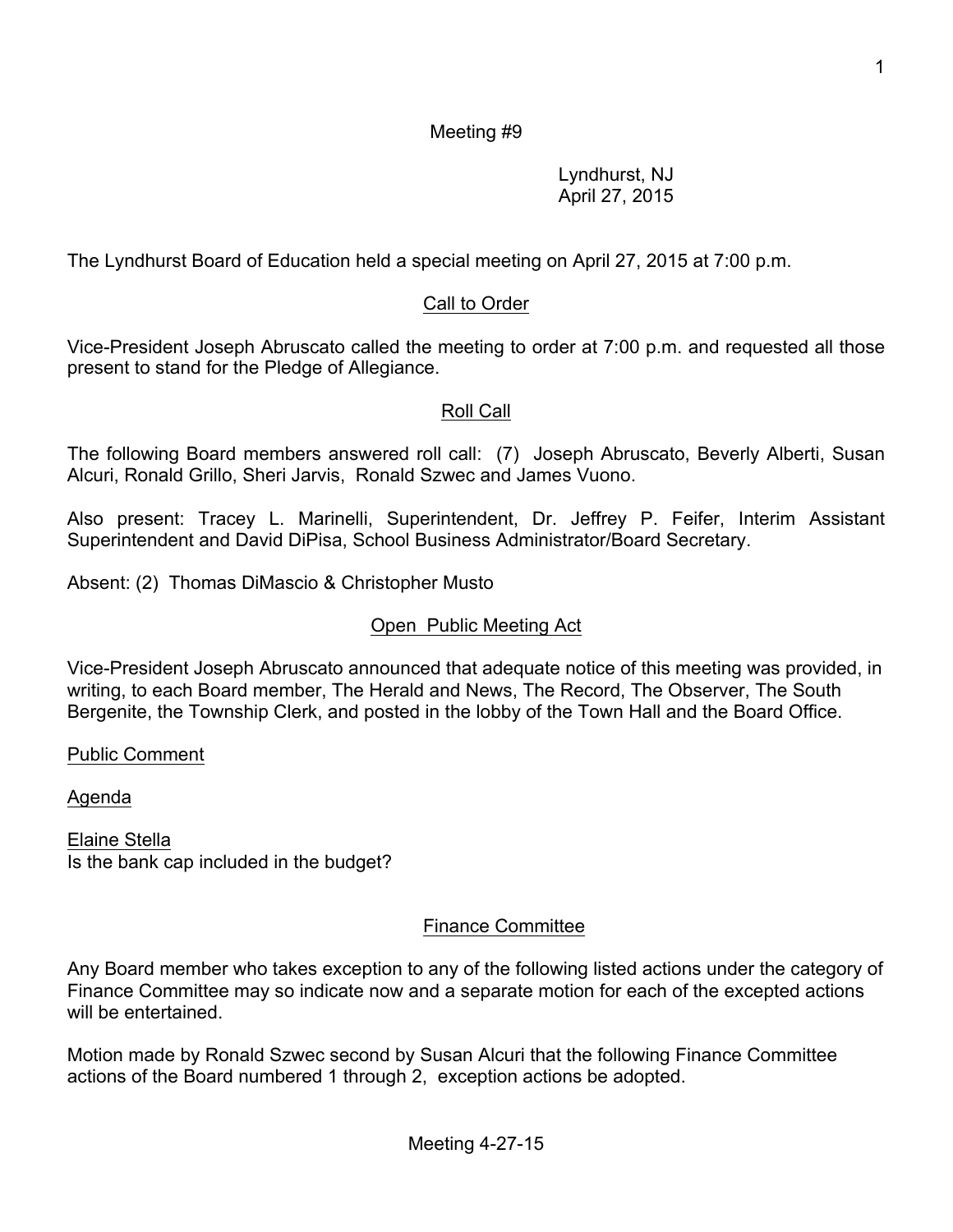Meeting #9

Lyndhurst, NJ
April 27, 2015

The Lyndhurst Board of Education held a special meeting on April 27, 2015 at 7:00 p.m.

## Call to Order

Vice-President Joseph Abruscato called the meeting to order at 7:00 p.m. and requested all those present to stand for the Pledge of Allegiance.

## Roll Call

The following Board members answered roll call: (7) Joseph Abruscato, Beverly Alberti, Susan Alcuri, Ronald Grillo, Sheri Jarvis, Ronald Szwec and James Vuono.

Also present: Tracey L. Marinelli, Superintendent, Dr. Jeffrey P. Feifer, Interim Assistant Superintendent and David DiPisa, School Business Administrator/Board Secretary.

Absent: (2) Thomas DiMascio & Christopher Musto

## Open Public Meeting Act

Vice-President Joseph Abruscato announced that adequate notice of this meeting was provided, in writing, to each Board member, The Herald and News, The Record, The Observer, The South Bergenite, the Township Clerk, and posted in the lobby of the Town Hall and the Board Office.

Public Comment

Agenda

Elaine Stella
Is the bank cap included in the budget?

## Finance Committee

Any Board member who takes exception to any of the following listed actions under the category of Finance Committee may so indicate now and a separate motion for each of the excepted actions will be entertained.

Motion made by Ronald Szwec second by Susan Alcuri that the following Finance Committee actions of the Board numbered 1 through 2, exception actions be adopted.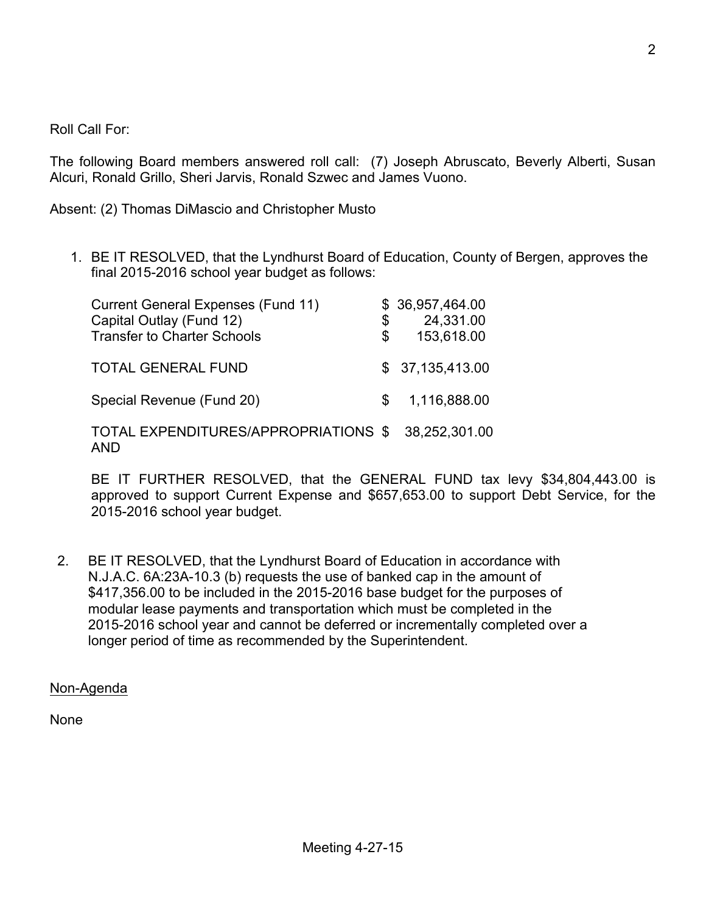Roll Call For:

The following Board members answered roll call: (7) Joseph Abruscato, Beverly Alberti, Susan Alcuri, Ronald Grillo, Sheri Jarvis, Ronald Szwec and James Vuono.

Absent: (2) Thomas DiMascio and Christopher Musto

1. BE IT RESOLVED, that the Lyndhurst Board of Education, County of Bergen, approves the final 2015-2016 school year budget as follows:

| | |
|---|---|
| Current General Expenses (Fund 11) | $ 36,957,464.00 |
| Capital Outlay (Fund 12) | $ 24,331.00 |
| Transfer to Charter Schools | $ 153,618.00 |
| TOTAL GENERAL FUND | $ 37,135,413.00 |
| Special Revenue (Fund 20) | $ 1,116,888.00 |
| TOTAL EXPENDITURES/APPROPRIATIONS AND | $ 38,252,301.00 |

BE IT FURTHER RESOLVED, that the GENERAL FUND tax levy $34,804,443.00 is approved to support Current Expense and $657,653.00 to support Debt Service, for the 2015-2016 school year budget.

2. BE IT RESOLVED, that the Lyndhurst Board of Education in accordance with N.J.A.C. 6A:23A-10.3 (b) requests the use of banked cap in the amount of $417,356.00 to be included in the 2015-2016 base budget for the purposes of modular lease payments and transportation which must be completed in the 2015-2016 school year and cannot be deferred or incrementally completed over a longer period of time as recommended by the Superintendent.

<u>Non-Agenda</u>

None

Meeting 4-27-15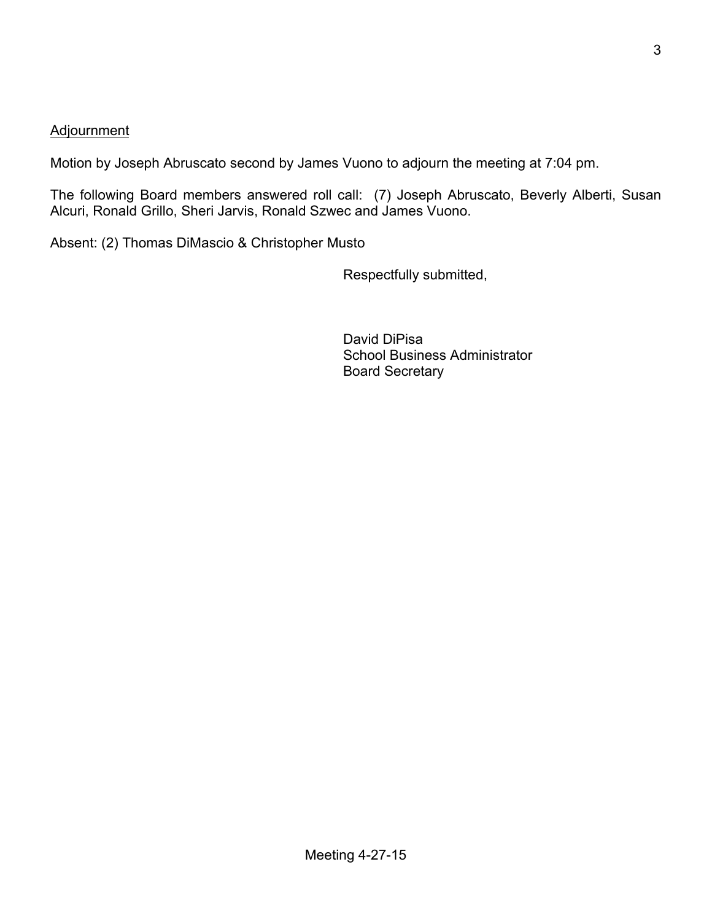Adjournment

Motion by Joseph Abruscato second by James Vuono to adjourn the meeting at 7:04 pm.

The following Board members answered roll call: (7) Joseph Abruscato, Beverly Alberti, Susan Alcuri, Ronald Grillo, Sheri Jarvis, Ronald Szwec and James Vuono.

Absent: (2) Thomas DiMascio & Christopher Musto

Respectfully submitted,

David DiPisa
School Business Administrator
Board Secretary